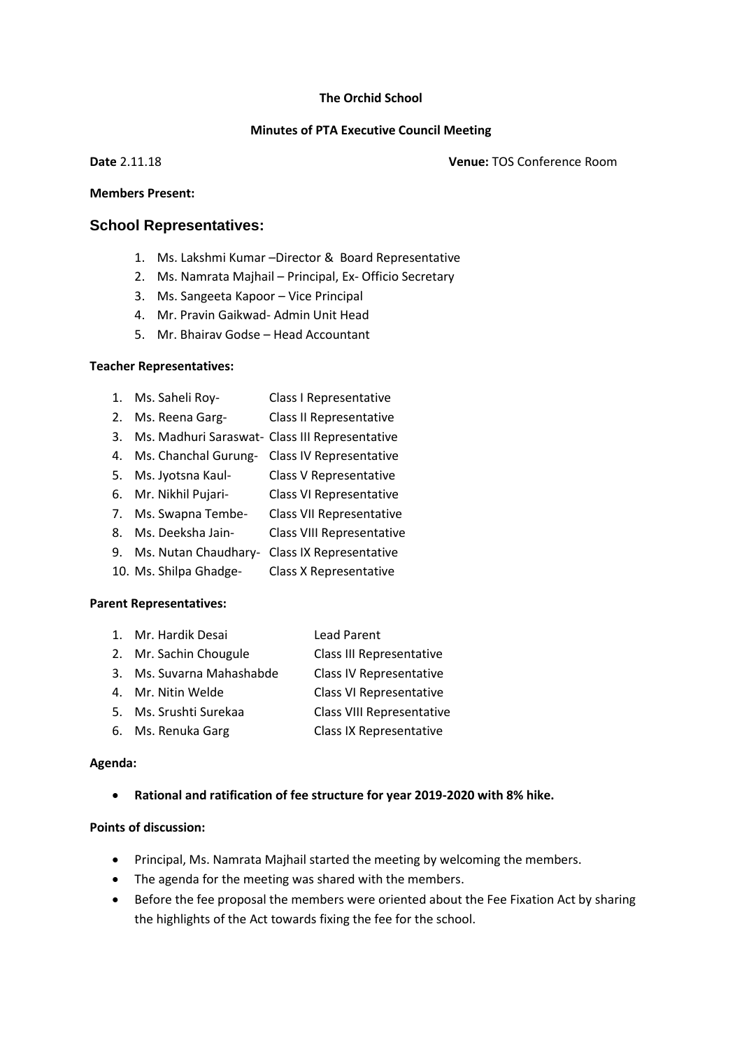**The Orchid School**

**Minutes of PTA Executive Council Meeting**

**Date** 2.11.18 **Venue:** TOS Conference Room

**Members Present:**

## School Representatives:

1. Ms. Lakshmi Kumar –Director & Board Representative
2. Ms. Namrata Majhail – Principal, Ex- Officio Secretary
3. Ms. Sangeeta Kapoor – Vice Principal
4. Mr. Pravin Gaikwad- Admin Unit Head
5. Mr. Bhairav Godse – Head Accountant

**Teacher Representatives:**

1. Ms. Saheli Roy- Class I Representative
2. Ms. Reena Garg- Class II Representative
3. Ms. Madhuri Saraswat- Class III Representative
4. Ms. Chanchal Gurung- Class IV Representative
5. Ms. Jyotsna Kaul- Class V Representative
6. Mr. Nikhil Pujari- Class VI Representative
7. Ms. Swapna Tembe- Class VII Representative
8. Ms. Deeksha Jain- Class VIII Representative
9. Ms. Nutan Chaudhary- Class IX Representative
10. Ms. Shilpa Ghadge- Class X Representative

**Parent Representatives:**

1. Mr. Hardik Desai Lead Parent
2. Mr. Sachin Chougule Class III Representative
3. Ms. Suvarna Mahashabde Class IV Representative
4. Mr. Nitin Welde Class VI Representative
5. Ms. Srushti Surekaa Class VIII Representative
6. Ms. Renuka Garg Class IX Representative

**Agenda:**

- **Rational and ratification of fee structure for year 2019-2020 with 8% hike.**

**Points of discussion:**

- Principal, Ms. Namrata Majhail started the meeting by welcoming the members.
- The agenda for the meeting was shared with the members.
- Before the fee proposal the members were oriented about the Fee Fixation Act by sharing the highlights of the Act towards fixing the fee for the school.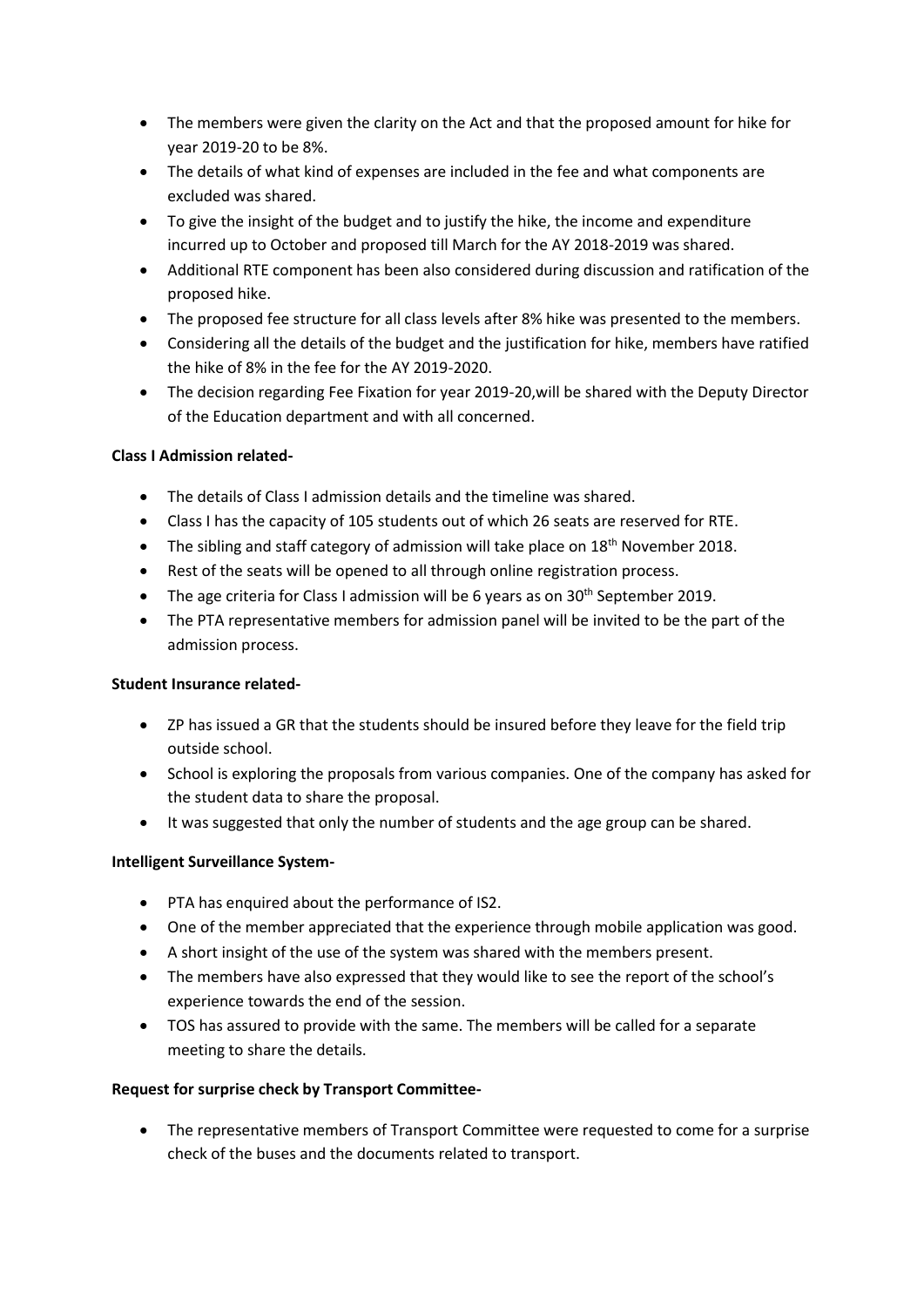- The members were given the clarity on the Act and that the proposed amount for hike for year 2019-20 to be 8%.
- The details of what kind of expenses are included in the fee and what components are excluded was shared.
- To give the insight of the budget and to justify the hike, the income and expenditure incurred up to October and proposed till March for the AY 2018-2019 was shared.
- Additional RTE component has been also considered during discussion and ratification of the proposed hike.
- The proposed fee structure for all class levels after 8% hike was presented to the members.
- Considering all the details of the budget and the justification for hike, members have ratified the hike of 8% in the fee for the AY 2019-2020.
- The decision regarding Fee Fixation for year 2019-20,will be shared with the Deputy Director of the Education department and with all concerned.

**Class I Admission related-**

- The details of Class I admission details and the timeline was shared.
- Class I has the capacity of 105 students out of which 26 seats are reserved for RTE.
- The sibling and staff category of admission will take place on 18th November 2018.
- Rest of the seats will be opened to all through online registration process.
- The age criteria for Class I admission will be 6 years as on 30th September 2019.
- The PTA representative members for admission panel will be invited to be the part of the admission process.

**Student Insurance related-**

- ZP has issued a GR that the students should be insured before they leave for the field trip outside school.
- School is exploring the proposals from various companies. One of the company has asked for the student data to share the proposal.
- It was suggested that only the number of students and the age group can be shared.

**Intelligent Surveillance System-**

- PTA has enquired about the performance of IS2.
- One of the member appreciated that the experience through mobile application was good.
- A short insight of the use of the system was shared with the members present.
- The members have also expressed that they would like to see the report of the school's experience towards the end of the session.
- TOS has assured to provide with the same. The members will be called for a separate meeting to share the details.

**Request for surprise check by Transport Committee-**

- The representative members of Transport Committee were requested to come for a surprise check of the buses and the documents related to transport.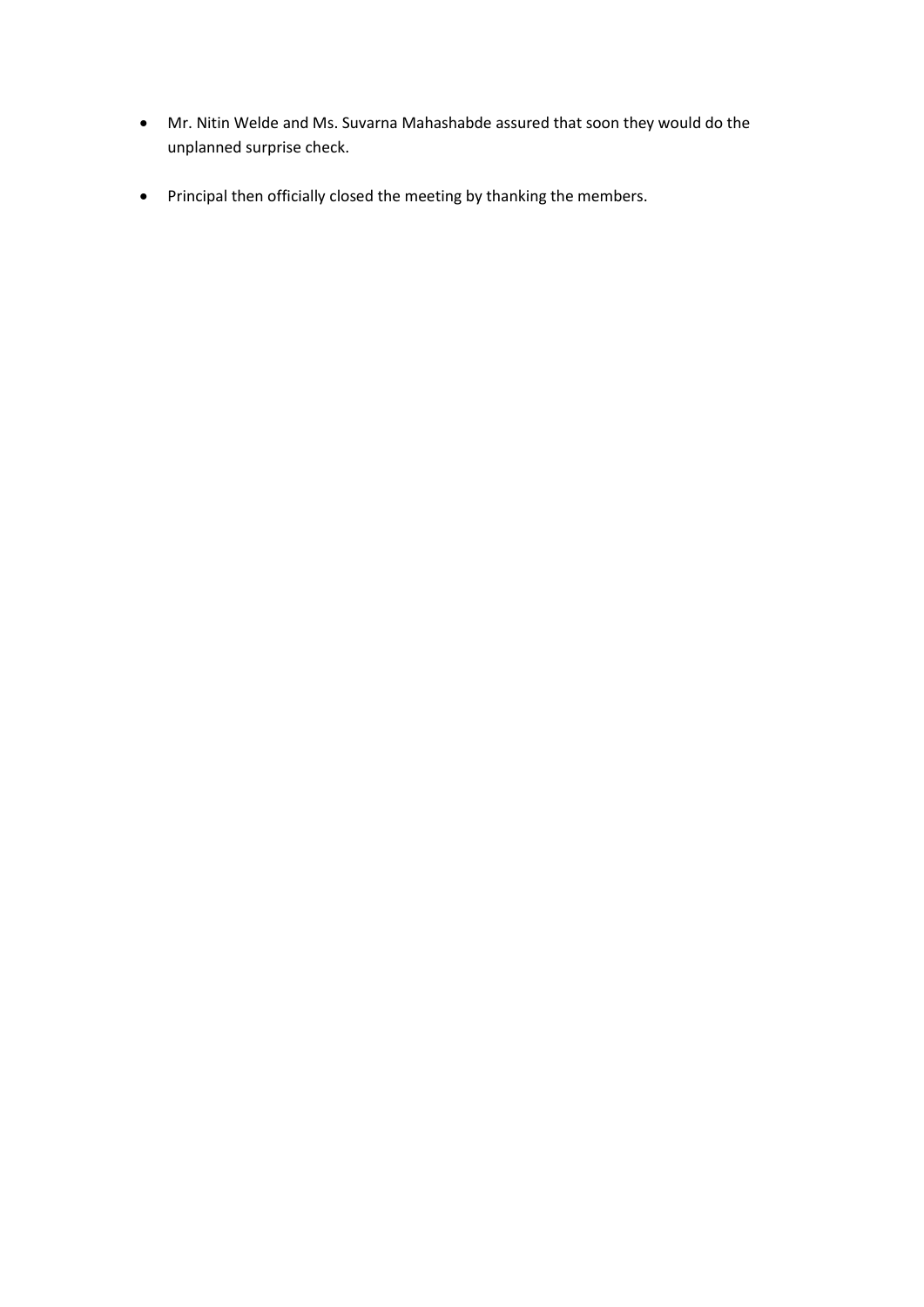- Mr. Nitin Welde and Ms. Suvarna Mahashabde assured that soon they would do the unplanned surprise check.

- Principal then officially closed the meeting by thanking the members.